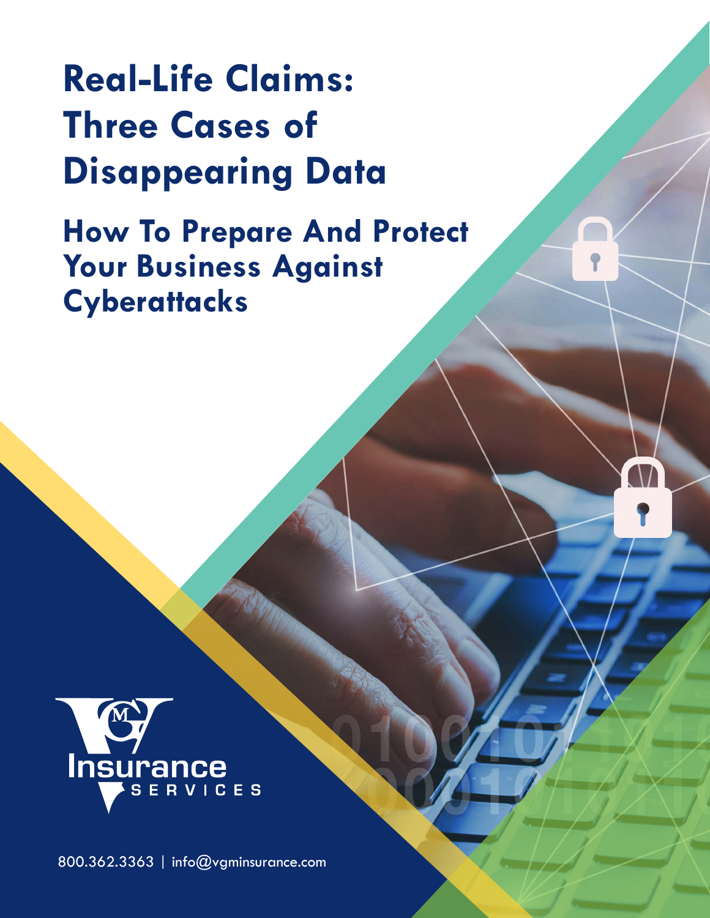# Real-Life Claims: Three Cases of Disappearing Data

## How To Prepare And Protect Your Business Against Cyberattacks

VGM Insurance Services

800.362.3363 | info@vgminsurance.com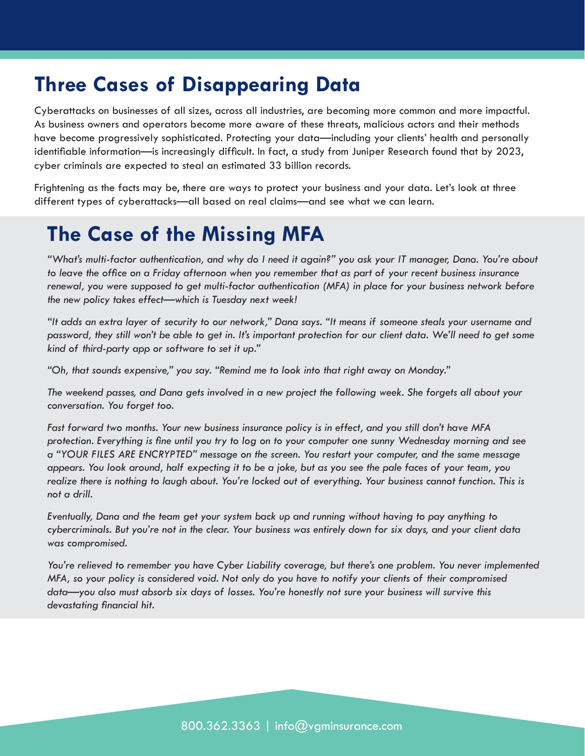# Three Cases of Disappearing Data

Cyberattacks on businesses of all sizes, across all industries, are becoming more common and more impactful. As business owners and operators become more aware of these threats, malicious actors and their methods have become progressively sophisticated. Protecting your data—including your clients' health and personally identifiable information—is increasingly difficult. In fact, a study from Juniper Research found that by 2023, cyber criminals are expected to steal an estimated 33 billion records.

Frightening as the facts may be, there are ways to protect your business and your data. Let's look at three different types of cyberattacks—all based on real claims—and see what we can learn.

## The Case of the Missing MFA

*"What's multi-factor authentication, and why do I need it again?" you ask your IT manager, Dana. You're about to leave the office on a Friday afternoon when you remember that as part of your recent business insurance renewal, you were supposed to get multi-factor authentication (MFA) in place for your business network before the new policy takes effect—which is Tuesday next week!*

*"It adds an extra layer of security to our network," Dana says. "It means if someone steals your username and password, they still won't be able to get in. It's important protection for our client data. We'll need to get some kind of third-party app or software to set it up."*

*"Oh, that sounds expensive," you say. "Remind me to look into that right away on Monday."*

*The weekend passes, and Dana gets involved in a new project the following week. She forgets all about your conversation. You forget too.*

*Fast forward two months. Your new business insurance policy is in effect, and you still don't have MFA protection. Everything is fine until you try to log on to your computer one sunny Wednesday morning and see a "YOUR FILES ARE ENCRYPTED" message on the screen. You restart your computer, and the same message appears. You look around, half expecting it to be a joke, but as you see the pale faces of your team, you realize there is nothing to laugh about. You're locked out of everything. Your business cannot function. This is not a drill.*

*Eventually, Dana and the team get your system back up and running without having to pay anything to cybercriminals. But you're not in the clear. Your business was entirely down for six days, and your client data was compromised.*

*You're relieved to remember you have Cyber Liability coverage, but there's one problem. You never implemented MFA, so your policy is considered void. Not only do you have to notify your clients of their compromised data—you also must absorb six days of losses. You're honestly not sure your business will survive this devastating financial hit.*

800.362.3363 | info@vgminsurance.com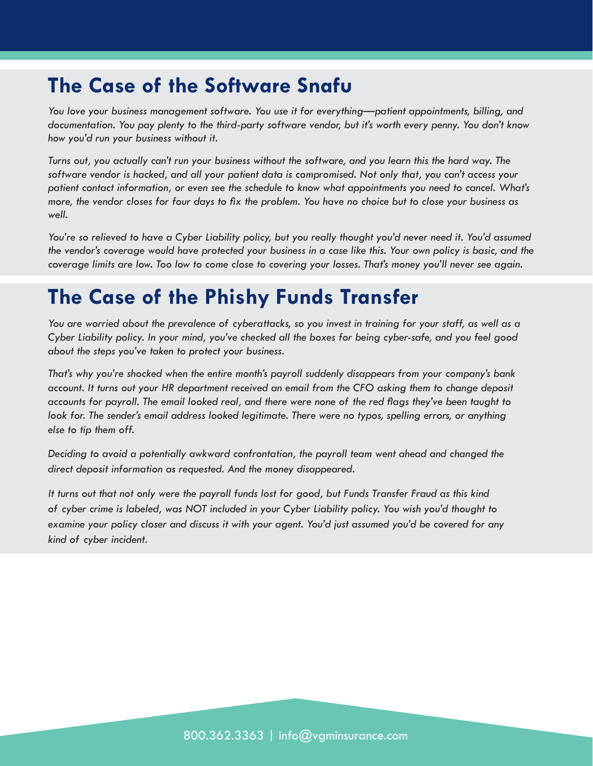## The Case of the Software Snafu

*You love your business management software. You use it for everything—patient appointments, billing, and documentation. You pay plenty to the third-party software vendor, but it's worth every penny. You don't know how you'd run your business without it.*

*Turns out, you actually can't run your business without the software, and you learn this the hard way. The software vendor is hacked, and all your patient data is compromised. Not only that, you can't access your patient contact information, or even see the schedule to know what appointments you need to cancel. What's more, the vendor closes for four days to fix the problem. You have no choice but to close your business as well.*

*You're so relieved to have a Cyber Liability policy, but you really thought you'd never need it. You'd assumed the vendor's coverage would have protected your business in a case like this. Your own policy is basic, and the coverage limits are low. Too low to come close to covering your losses. That's money you'll never see again.*

## The Case of the Phishy Funds Transfer

*You are worried about the prevalence of cyberattacks, so you invest in training for your staff, as well as a Cyber Liability policy. In your mind, you've checked all the boxes for being cyber-safe, and you feel good about the steps you've taken to protect your business.*

*That's why you're shocked when the entire month's payroll suddenly disappears from your company's bank account. It turns out your HR department received an email from the CFO asking them to change deposit accounts for payroll. The email looked real, and there were none of the red flags they've been taught to look for. The sender's email address looked legitimate. There were no typos, spelling errors, or anything else to tip them off.*

*Deciding to avoid a potentially awkward confrontation, the payroll team went ahead and changed the direct deposit information as requested. And the money disappeared.*

*It turns out that not only were the payroll funds lost for good, but Funds Transfer Fraud as this kind of cyber crime is labeled, was NOT included in your Cyber Liability policy. You wish you'd thought to examine your policy closer and discuss it with your agent. You'd just assumed you'd be covered for any kind of cyber incident.*

800.362.3363 | info@vgminsurance.com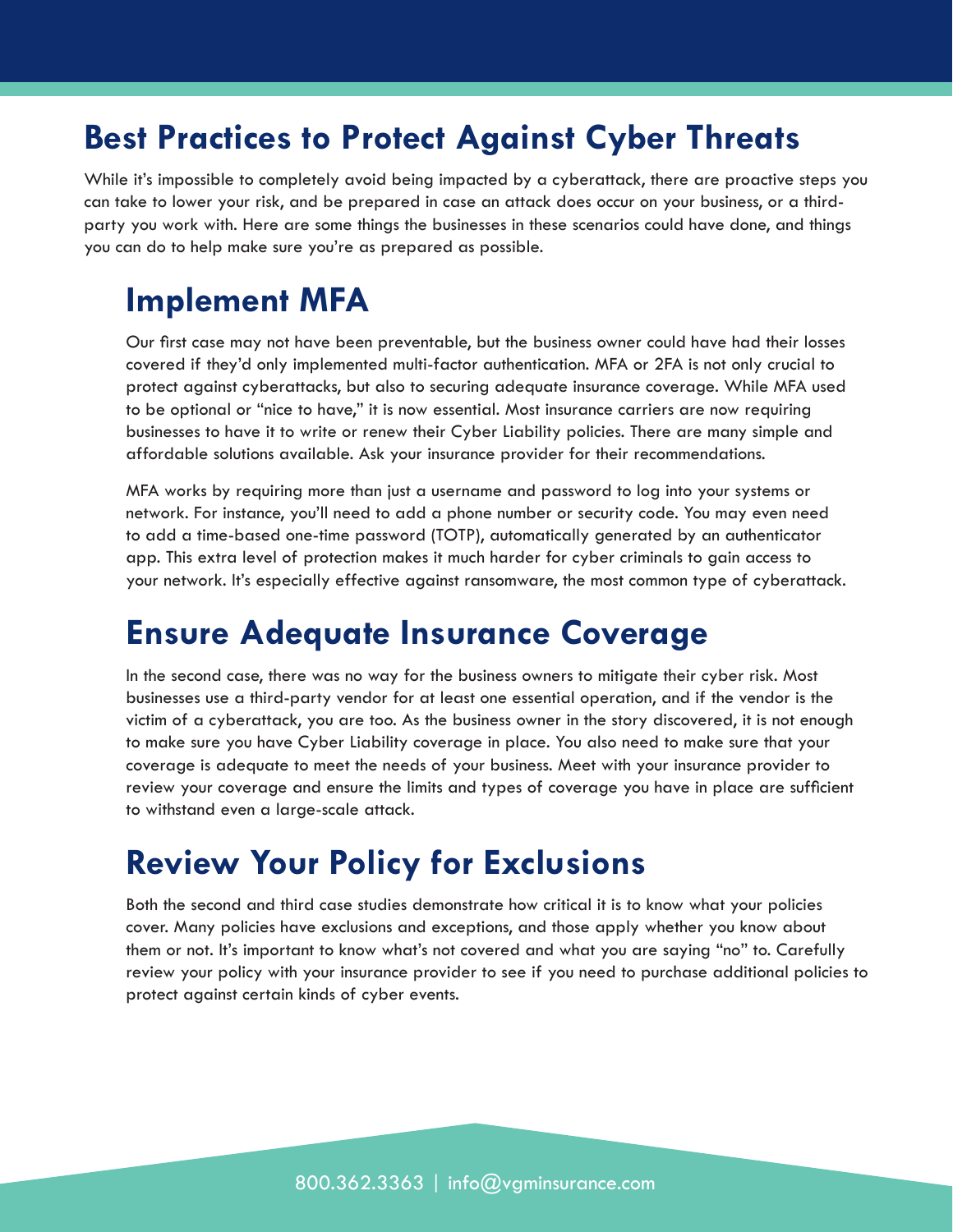# Best Practices to Protect Against Cyber Threats

While it's impossible to completely avoid being impacted by a cyberattack, there are proactive steps you can take to lower your risk, and be prepared in case an attack does occur on your business, or a third-party you work with. Here are some things the businesses in these scenarios could have done, and things you can do to help make sure you're as prepared as possible.

## Implement MFA

Our first case may not have been preventable, but the business owner could have had their losses covered if they'd only implemented multi-factor authentication. MFA or 2FA is not only crucial to protect against cyberattacks, but also to securing adequate insurance coverage. While MFA used to be optional or "nice to have," it is now essential. Most insurance carriers are now requiring businesses to have it to write or renew their Cyber Liability policies. There are many simple and affordable solutions available. Ask your insurance provider for their recommendations.

MFA works by requiring more than just a username and password to log into your systems or network. For instance, you'll need to add a phone number or security code. You may even need to add a time-based one-time password (TOTP), automatically generated by an authenticator app. This extra level of protection makes it much harder for cyber criminals to gain access to your network. It's especially effective against ransomware, the most common type of cyberattack.

## Ensure Adequate Insurance Coverage

In the second case, there was no way for the business owners to mitigate their cyber risk. Most businesses use a third-party vendor for at least one essential operation, and if the vendor is the victim of a cyberattack, you are too. As the business owner in the story discovered, it is not enough to make sure you have Cyber Liability coverage in place. You also need to make sure that your coverage is adequate to meet the needs of your business. Meet with your insurance provider to review your coverage and ensure the limits and types of coverage you have in place are sufficient to withstand even a large-scale attack.

## Review Your Policy for Exclusions

Both the second and third case studies demonstrate how critical it is to know what your policies cover. Many policies have exclusions and exceptions, and those apply whether you know about them or not. It's important to know what's not covered and what you are saying "no" to. Carefully review your policy with your insurance provider to see if you need to purchase additional policies to protect against certain kinds of cyber events.

800.362.3363 | info@vgminsurance.com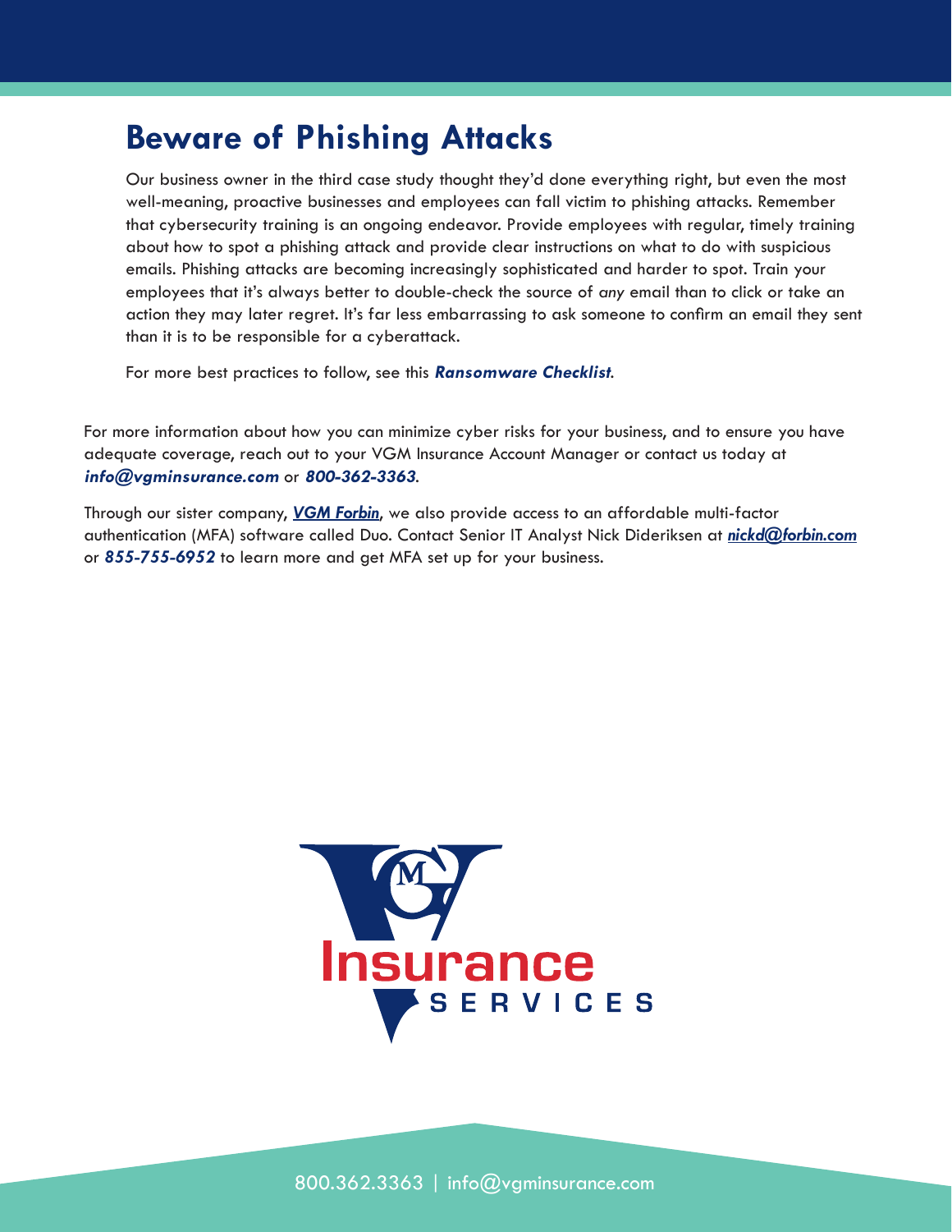## Beware of Phishing Attacks

Our business owner in the third case study thought they'd done everything right, but even the most well-meaning, proactive businesses and employees can fall victim to phishing attacks. Remember that cybersecurity training is an ongoing endeavor. Provide employees with regular, timely training about how to spot a phishing attack and provide clear instructions on what to do with suspicious emails. Phishing attacks are becoming increasingly sophisticated and harder to spot. Train your employees that it's always better to double-check the source of *any* email than to click or take an action they may later regret. It's far less embarrassing to ask someone to confirm an email they sent than it is to be responsible for a cyberattack.

For more best practices to follow, see this ***Ransomware Checklist***.

For more information about how you can minimize cyber risks for your business, and to ensure you have adequate coverage, reach out to your VGM Insurance Account Manager or contact us today at ***info@vgminsurance.com*** or ***800-362-3363***.

Through our sister company, ***VGM Forbin***, we also provide access to an affordable multi-factor authentication (MFA) software called Duo. Contact Senior IT Analyst Nick Dideriksen at ***nickd@forbin.com*** or ***855-755-6952*** to learn more and get MFA set up for your business.

VGM Insurance SERVICES

800.362.3363 | info@vgminsurance.com